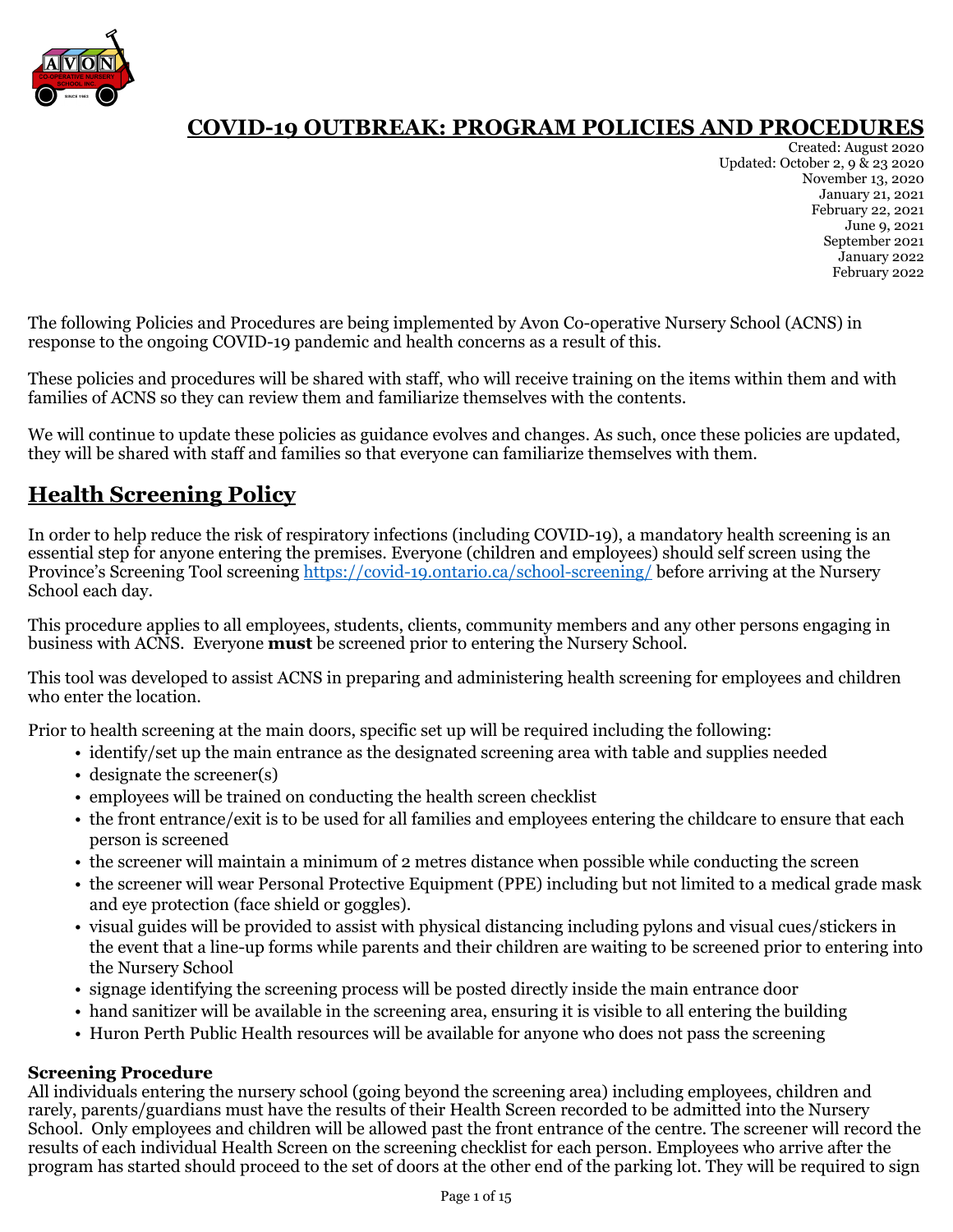# COVID-19 OUTBREAK: PROGRAM POLICIES AND PROCEDURES

Created: August 2020
Updated: October 2, 9 & 23 2020
November 13, 2020
January 21, 2021
February 22, 2021
June 9, 2021
September 2021
January 2022
February 2022

The following Policies and Procedures are being implemented by Avon Co-operative Nursery School (ACNS) in response to the ongoing COVID-19 pandemic and health concerns as a result of this.

These policies and procedures will be shared with staff, who will receive training on the items within them and with families of ACNS so they can review them and familiarize themselves with the contents.

We will continue to update these policies as guidance evolves and changes. As such, once these policies are updated, they will be shared with staff and families so that everyone can familiarize themselves with them.

## Health Screening Policy

In order to help reduce the risk of respiratory infections (including COVID-19), a mandatory health screening is an essential step for anyone entering the premises. Everyone (children and employees) should self screen using the Province's Screening Tool screening https://covid-19.ontario.ca/school-screening/ before arriving at the Nursery School each day.

This procedure applies to all employees, students, clients, community members and any other persons engaging in business with ACNS. Everyone **must** be screened prior to entering the Nursery School.

This tool was developed to assist ACNS in preparing and administering health screening for employees and children who enter the location.

Prior to health screening at the main doors, specific set up will be required including the following:

- identify/set up the main entrance as the designated screening area with table and supplies needed
- designate the screener(s)
- employees will be trained on conducting the health screen checklist
- the front entrance/exit is to be used for all families and employees entering the childcare to ensure that each person is screened
- the screener will maintain a minimum of 2 metres distance when possible while conducting the screen
- the screener will wear Personal Protective Equipment (PPE) including but not limited to a medical grade mask and eye protection (face shield or goggles).
- visual guides will be provided to assist with physical distancing including pylons and visual cues/stickers in the event that a line-up forms while parents and their children are waiting to be screened prior to entering into the Nursery School
- signage identifying the screening process will be posted directly inside the main entrance door
- hand sanitizer will be available in the screening area, ensuring it is visible to all entering the building
- Huron Perth Public Health resources will be available for anyone who does not pass the screening

**Screening Procedure**

All individuals entering the nursery school (going beyond the screening area) including employees, children and rarely, parents/guardians must have the results of their Health Screen recorded to be admitted into the Nursery School. Only employees and children will be allowed past the front entrance of the centre. The screener will record the results of each individual Health Screen on the screening checklist for each person. Employees who arrive after the program has started should proceed to the set of doors at the other end of the parking lot. They will be required to sign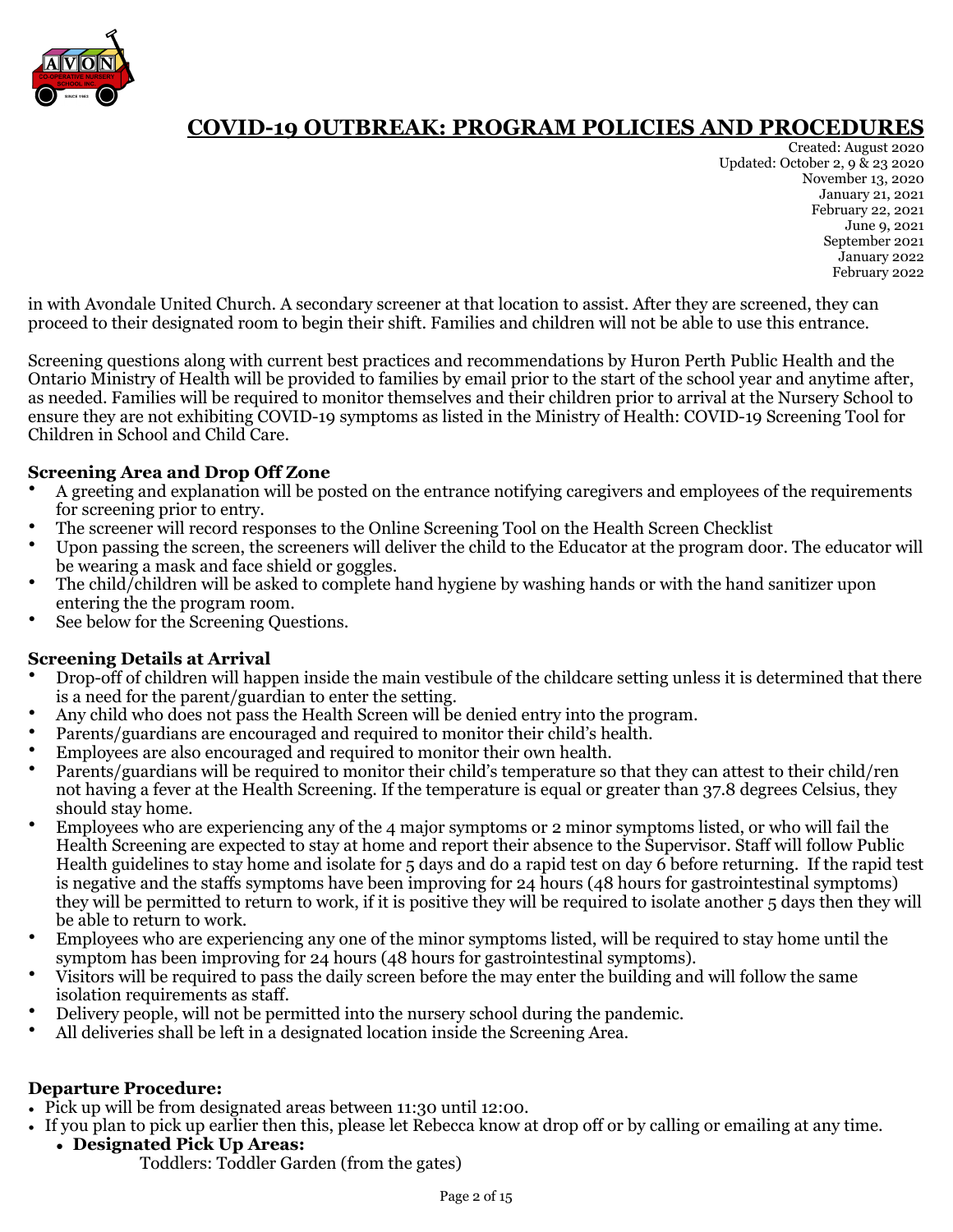# COVID-19 OUTBREAK: PROGRAM POLICIES AND PROCEDURES

Created: August 2020
Updated: October 2, 9 & 23 2020
November 13, 2020
January 21, 2021
February 22, 2021
June 9, 2021
September 2021
January 2022
February 2022

in with Avondale United Church. A secondary screener at that location to assist. After they are screened, they can proceed to their designated room to begin their shift. Families and children will not be able to use this entrance.

Screening questions along with current best practices and recommendations by Huron Perth Public Health and the Ontario Ministry of Health will be provided to families by email prior to the start of the school year and anytime after, as needed. Families will be required to monitor themselves and their children prior to arrival at the Nursery School to ensure they are not exhibiting COVID-19 symptoms as listed in the Ministry of Health: COVID-19 Screening Tool for Children in School and Child Care.

**Screening Area and Drop Off Zone**

- A greeting and explanation will be posted on the entrance notifying caregivers and employees of the requirements for screening prior to entry.
- The screener will record responses to the Online Screening Tool on the Health Screen Checklist
- Upon passing the screen, the screeners will deliver the child to the Educator at the program door. The educator will be wearing a mask and face shield or goggles.
- The child/children will be asked to complete hand hygiene by washing hands or with the hand sanitizer upon entering the the program room.
- See below for the Screening Questions.

**Screening Details at Arrival**

- Drop-off of children will happen inside the main vestibule of the childcare setting unless it is determined that there is a need for the parent/guardian to enter the setting.
- Any child who does not pass the Health Screen will be denied entry into the program.
- Parents/guardians are encouraged and required to monitor their child's health.
- Employees are also encouraged and required to monitor their own health.
- Parents/guardians will be required to monitor their child's temperature so that they can attest to their child/ren not having a fever at the Health Screening. If the temperature is equal or greater than 37.8 degrees Celsius, they should stay home.
- Employees who are experiencing any of the 4 major symptoms or 2 minor symptoms listed, or who will fail the Health Screening are expected to stay at home and report their absence to the Supervisor. Staff will follow Public Health guidelines to stay home and isolate for 5 days and do a rapid test on day 6 before returning. If the rapid test is negative and the staffs symptoms have been improving for 24 hours (48 hours for gastrointestinal symptoms) they will be permitted to return to work, if it is positive they will be required to isolate another 5 days then they will be able to return to work.
- Employees who are experiencing any one of the minor symptoms listed, will be required to stay home until the symptom has been improving for 24 hours (48 hours for gastrointestinal symptoms).
- Visitors will be required to pass the daily screen before the may enter the building and will follow the same isolation requirements as staff.
- Delivery people, will not be permitted into the nursery school during the pandemic.
- All deliveries shall be left in a designated location inside the Screening Area.

**Departure Procedure:**

- Pick up will be from designated areas between 11:30 until 12:00.
- If you plan to pick up earlier then this, please let Rebecca know at drop off or by calling or emailing at any time.
  - **Designated Pick Up Areas:**

    Toddlers: Toddler Garden (from the gates)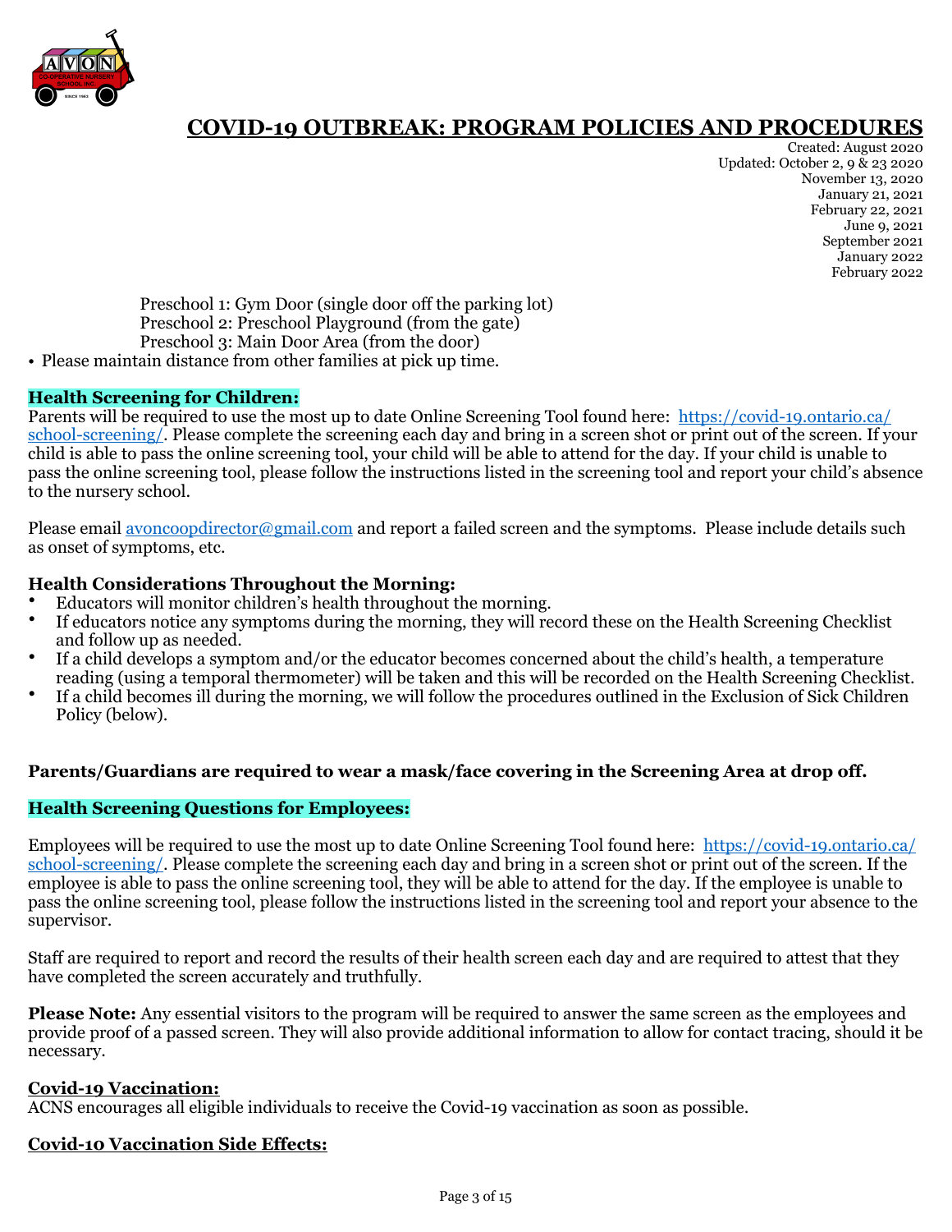# COVID-19 OUTBREAK: PROGRAM POLICIES AND PROCEDURES

Created: August 2020
Updated: October 2, 9 & 23 2020
November 13, 2020
January 21, 2021
February 22, 2021
June 9, 2021
September 2021
January 2022
February 2022

Preschool 1: Gym Door (single door off the parking lot)
Preschool 2: Preschool Playground (from the gate)
Preschool 3: Main Door Area (from the door)

- Please maintain distance from other families at pick up time.

**Health Screening for Children:**

Parents will be required to use the most up to date Online Screening Tool found here: [https://covid-19.ontario.ca/school-screening/](https://covid-19.ontario.ca/school-screening/). Please complete the screening each day and bring in a screen shot or print out of the screen. If your child is able to pass the online screening tool, your child will be able to attend for the day. If your child is unable to pass the online screening tool, please follow the instructions listed in the screening tool and report your child's absence to the nursery school.

Please email avoncoopdirector@gmail.com and report a failed screen and the symptoms. Please include details such as onset of symptoms, etc.

**Health Considerations Throughout the Morning:**

- Educators will monitor children's health throughout the morning.
- If educators notice any symptoms during the morning, they will record these on the Health Screening Checklist and follow up as needed.
- If a child develops a symptom and/or the educator becomes concerned about the child's health, a temperature reading (using a temporal thermometer) will be taken and this will be recorded on the Health Screening Checklist.
- If a child becomes ill during the morning, we will follow the procedures outlined in the Exclusion of Sick Children Policy (below).

**Parents/Guardians are required to wear a mask/face covering in the Screening Area at drop off.**

**Health Screening Questions for Employees:**

Employees will be required to use the most up to date Online Screening Tool found here: [https://covid-19.ontario.ca/school-screening/](https://covid-19.ontario.ca/school-screening/). Please complete the screening each day and bring in a screen shot or print out of the screen. If the employee is able to pass the online screening tool, they will be able to attend for the day. If the employee is unable to pass the online screening tool, please follow the instructions listed in the screening tool and report your absence to the supervisor.

Staff are required to report and record the results of their health screen each day and are required to attest that they have completed the screen accurately and truthfully.

**Please Note:** Any essential visitors to the program will be required to answer the same screen as the employees and provide proof of a passed screen. They will also provide additional information to allow for contact tracing, should it be necessary.

**Covid-19 Vaccination:**

ACNS encourages all eligible individuals to receive the Covid-19 vaccination as soon as possible.

**Covid-10 Vaccination Side Effects:**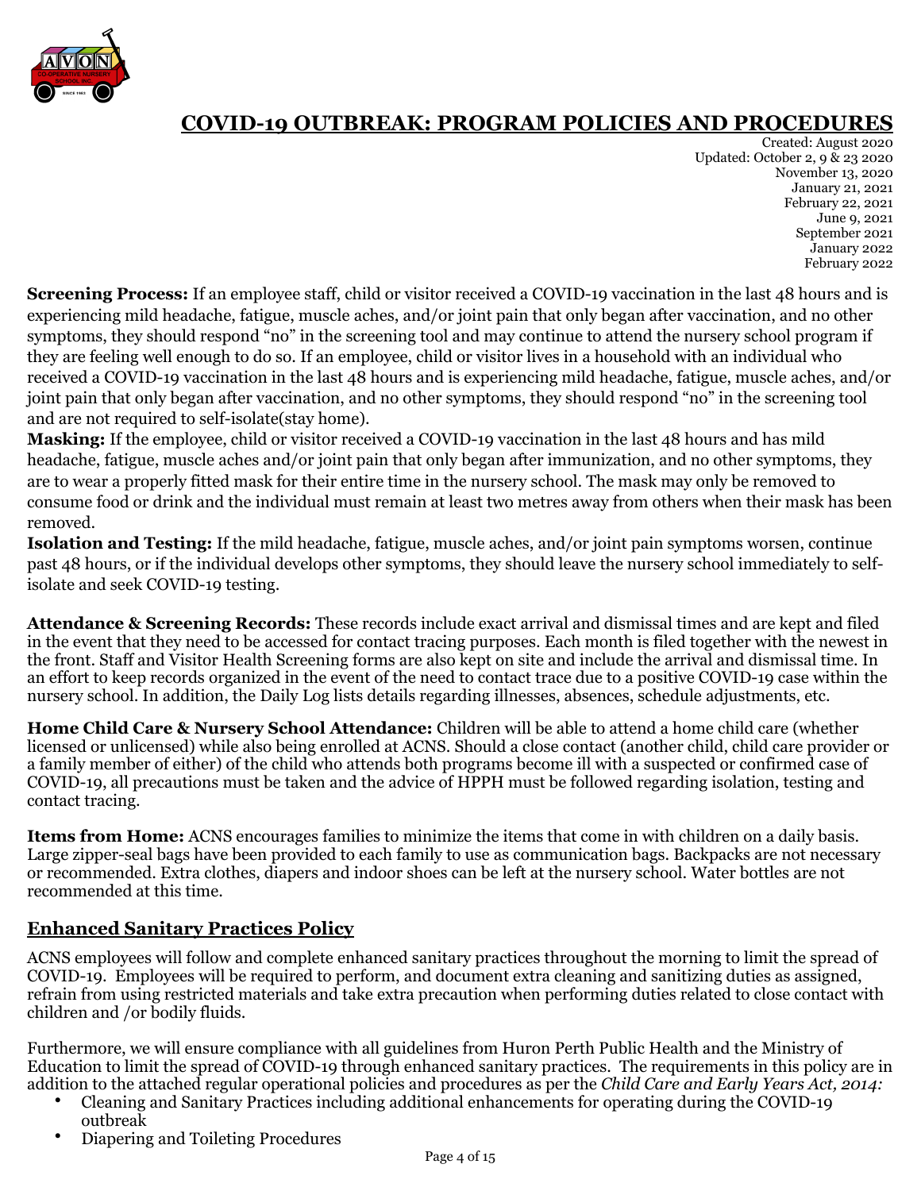# COVID-19 OUTBREAK: PROGRAM POLICIES AND PROCEDURES

Created: August 2020
Updated: October 2, 9 & 23 2020
November 13, 2020
January 21, 2021
February 22, 2021
June 9, 2021
September 2021
January 2022
February 2022

**Screening Process:** If an employee staff, child or visitor received a COVID-19 vaccination in the last 48 hours and is experiencing mild headache, fatigue, muscle aches, and/or joint pain that only began after vaccination, and no other symptoms, they should respond "no" in the screening tool and may continue to attend the nursery school program if they are feeling well enough to do so. If an employee, child or visitor lives in a household with an individual who received a COVID-19 vaccination in the last 48 hours and is experiencing mild headache, fatigue, muscle aches, and/or joint pain that only began after vaccination, and no other symptoms, they should respond "no" in the screening tool and are not required to self-isolate(stay home).

**Masking:** If the employee, child or visitor received a COVID-19 vaccination in the last 48 hours and has mild headache, fatigue, muscle aches and/or joint pain that only began after immunization, and no other symptoms, they are to wear a properly fitted mask for their entire time in the nursery school. The mask may only be removed to consume food or drink and the individual must remain at least two metres away from others when their mask has been removed.

**Isolation and Testing:** If the mild headache, fatigue, muscle aches, and/or joint pain symptoms worsen, continue past 48 hours, or if the individual develops other symptoms, they should leave the nursery school immediately to self-isolate and seek COVID-19 testing.

**Attendance & Screening Records:** These records include exact arrival and dismissal times and are kept and filed in the event that they need to be accessed for contact tracing purposes. Each month is filed together with the newest in the front. Staff and Visitor Health Screening forms are also kept on site and include the arrival and dismissal time. In an effort to keep records organized in the event of the need to contact trace due to a positive COVID-19 case within the nursery school. In addition, the Daily Log lists details regarding illnesses, absences, schedule adjustments, etc.

**Home Child Care & Nursery School Attendance:** Children will be able to attend a home child care (whether licensed or unlicensed) while also being enrolled at ACNS. Should a close contact (another child, child care provider or a family member of either) of the child who attends both programs become ill with a suspected or confirmed case of COVID-19, all precautions must be taken and the advice of HPPH must be followed regarding isolation, testing and contact tracing.

**Items from Home:** ACNS encourages families to minimize the items that come in with children on a daily basis. Large zipper-seal bags have been provided to each family to use as communication bags. Backpacks are not necessary or recommended. Extra clothes, diapers and indoor shoes can be left at the nursery school. Water bottles are not recommended at this time.

## Enhanced Sanitary Practices Policy

ACNS employees will follow and complete enhanced sanitary practices throughout the morning to limit the spread of COVID-19. Employees will be required to perform, and document extra cleaning and sanitizing duties as assigned, refrain from using restricted materials and take extra precaution when performing duties related to close contact with children and /or bodily fluids.

Furthermore, we will ensure compliance with all guidelines from Huron Perth Public Health and the Ministry of Education to limit the spread of COVID-19 through enhanced sanitary practices. The requirements in this policy are in addition to the attached regular operational policies and procedures as per the *Child Care and Early Years Act, 2014:*

- Cleaning and Sanitary Practices including additional enhancements for operating during the COVID-19 outbreak
- Diapering and Toileting Procedures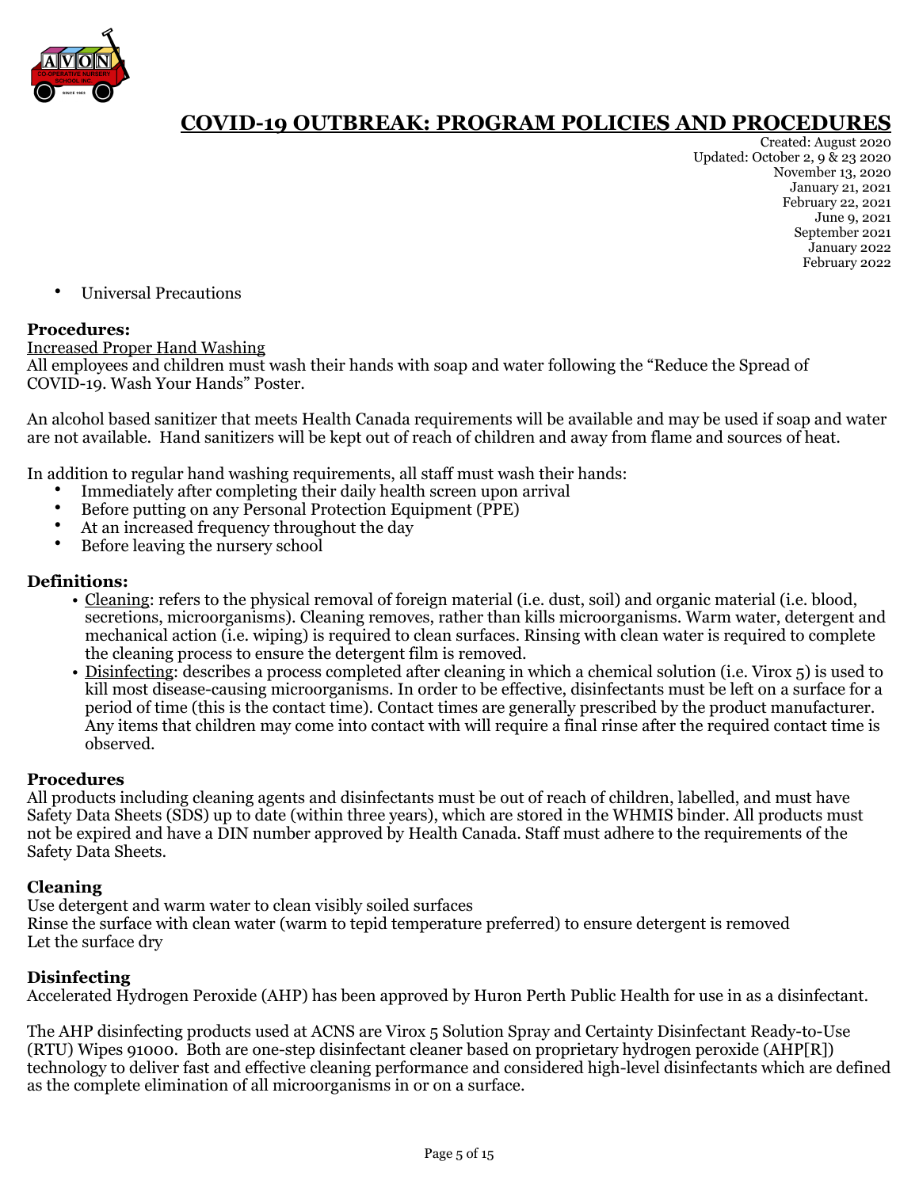# COVID-19 OUTBREAK: PROGRAM POLICIES AND PROCEDURES

Created: August 2020
Updated: October 2, 9 & 23 2020
November 13, 2020
January 21, 2021
February 22, 2021
June 9, 2021
September 2021
January 2022
February 2022

- Universal Precautions

**Procedures:**

Increased Proper Hand Washing

All employees and children must wash their hands with soap and water following the "Reduce the Spread of COVID-19. Wash Your Hands" Poster.

An alcohol based sanitizer that meets Health Canada requirements will be available and may be used if soap and water are not available. Hand sanitizers will be kept out of reach of children and away from flame and sources of heat.

In addition to regular hand washing requirements, all staff must wash their hands:

- Immediately after completing their daily health screen upon arrival
- Before putting on any Personal Protection Equipment (PPE)
- At an increased frequency throughout the day
- Before leaving the nursery school

**Definitions:**

- Cleaning: refers to the physical removal of foreign material (i.e. dust, soil) and organic material (i.e. blood, secretions, microorganisms). Cleaning removes, rather than kills microorganisms. Warm water, detergent and mechanical action (i.e. wiping) is required to clean surfaces. Rinsing with clean water is required to complete the cleaning process to ensure the detergent film is removed.
- Disinfecting: describes a process completed after cleaning in which a chemical solution (i.e. Virox 5) is used to kill most disease-causing microorganisms. In order to be effective, disinfectants must be left on a surface for a period of time (this is the contact time). Contact times are generally prescribed by the product manufacturer. Any items that children may come into contact with will require a final rinse after the required contact time is observed.

**Procedures**

All products including cleaning agents and disinfectants must be out of reach of children, labelled, and must have Safety Data Sheets (SDS) up to date (within three years), which are stored in the WHMIS binder. All products must not be expired and have a DIN number approved by Health Canada. Staff must adhere to the requirements of the Safety Data Sheets.

**Cleaning**

Use detergent and warm water to clean visibly soiled surfaces
Rinse the surface with clean water (warm to tepid temperature preferred) to ensure detergent is removed
Let the surface dry

**Disinfecting**

Accelerated Hydrogen Peroxide (AHP) has been approved by Huron Perth Public Health for use in as a disinfectant.

The AHP disinfecting products used at ACNS are Virox 5 Solution Spray and Certainty Disinfectant Ready-to-Use (RTU) Wipes 91000. Both are one-step disinfectant cleaner based on proprietary hydrogen peroxide (AHP[R]) technology to deliver fast and effective cleaning performance and considered high-level disinfectants which are defined as the complete elimination of all microorganisms in or on a surface.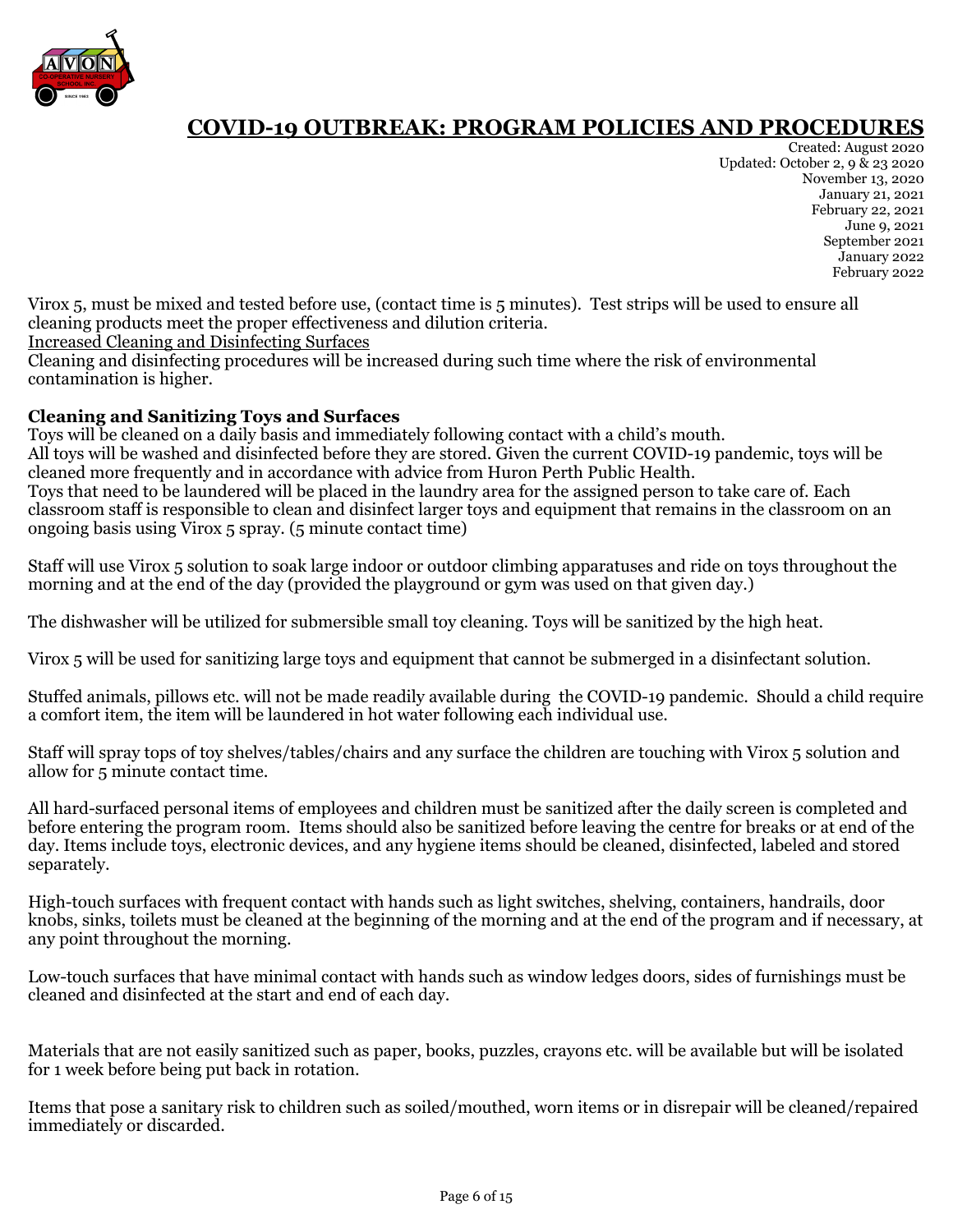# COVID-19 OUTBREAK: PROGRAM POLICIES AND PROCEDURES

Created: August 2020
Updated: October 2, 9 & 23 2020
November 13, 2020
January 21, 2021
February 22, 2021
June 9, 2021
September 2021
January 2022
February 2022

Virox 5, must be mixed and tested before use, (contact time is 5 minutes). Test strips will be used to ensure all cleaning products meet the proper effectiveness and dilution criteria.

Increased Cleaning and Disinfecting Surfaces

Cleaning and disinfecting procedures will be increased during such time where the risk of environmental contamination is higher.

**Cleaning and Sanitizing Toys and Surfaces**

Toys will be cleaned on a daily basis and immediately following contact with a child's mouth.
All toys will be washed and disinfected before they are stored. Given the current COVID-19 pandemic, toys will be cleaned more frequently and in accordance with advice from Huron Perth Public Health.
Toys that need to be laundered will be placed in the laundry area for the assigned person to take care of. Each classroom staff is responsible to clean and disinfect larger toys and equipment that remains in the classroom on an ongoing basis using Virox 5 spray. (5 minute contact time)

Staff will use Virox 5 solution to soak large indoor or outdoor climbing apparatuses and ride on toys throughout the morning and at the end of the day (provided the playground or gym was used on that given day.)

The dishwasher will be utilized for submersible small toy cleaning. Toys will be sanitized by the high heat.

Virox 5 will be used for sanitizing large toys and equipment that cannot be submerged in a disinfectant solution.

Stuffed animals, pillows etc. will not be made readily available during the COVID-19 pandemic. Should a child require a comfort item, the item will be laundered in hot water following each individual use.

Staff will spray tops of toy shelves/tables/chairs and any surface the children are touching with Virox 5 solution and allow for 5 minute contact time.

All hard-surfaced personal items of employees and children must be sanitized after the daily screen is completed and before entering the program room. Items should also be sanitized before leaving the centre for breaks or at end of the day. Items include toys, electronic devices, and any hygiene items should be cleaned, disinfected, labeled and stored separately.

High-touch surfaces with frequent contact with hands such as light switches, shelving, containers, handrails, door knobs, sinks, toilets must be cleaned at the beginning of the morning and at the end of the program and if necessary, at any point throughout the morning.

Low-touch surfaces that have minimal contact with hands such as window ledges doors, sides of furnishings must be cleaned and disinfected at the start and end of each day.

Materials that are not easily sanitized such as paper, books, puzzles, crayons etc. will be available but will be isolated for 1 week before being put back in rotation.

Items that pose a sanitary risk to children such as soiled/mouthed, worn items or in disrepair will be cleaned/repaired immediately or discarded.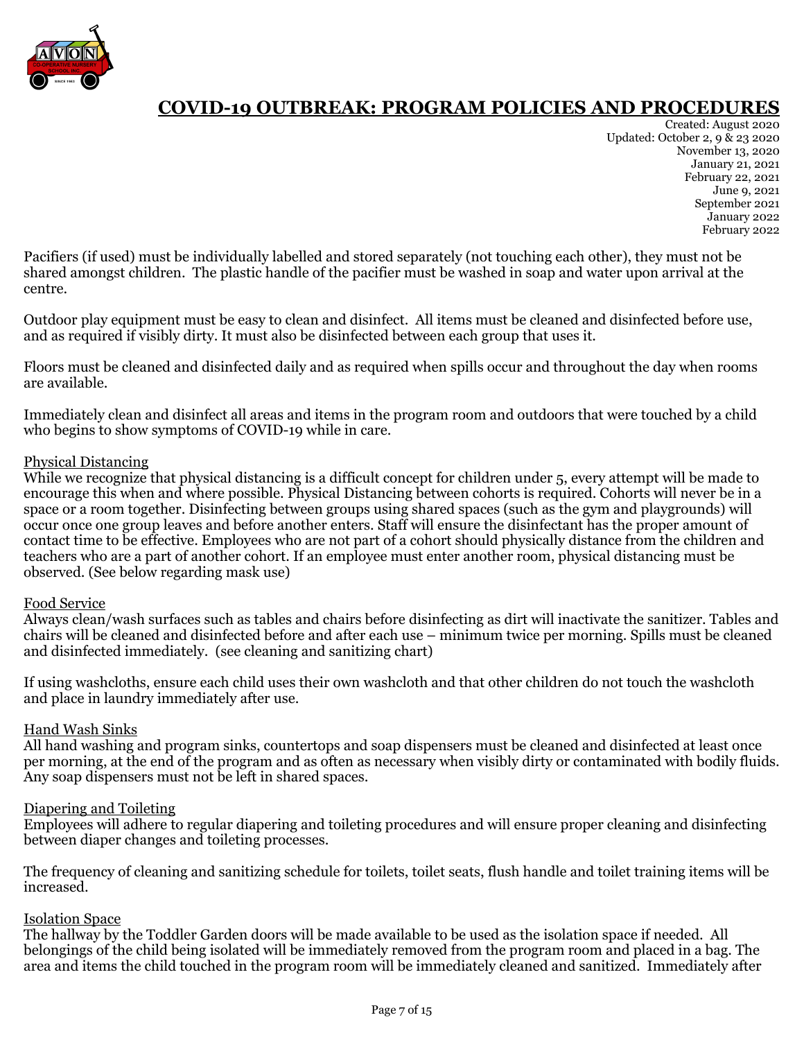# COVID-19 OUTBREAK: PROGRAM POLICIES AND PROCEDURES

Created: August 2020
Updated: October 2, 9 & 23 2020
November 13, 2020
January 21, 2021
February 22, 2021
June 9, 2021
September 2021
January 2022
February 2022

Pacifiers (if used) must be individually labelled and stored separately (not touching each other), they must not be shared amongst children. The plastic handle of the pacifier must be washed in soap and water upon arrival at the centre.

Outdoor play equipment must be easy to clean and disinfect. All items must be cleaned and disinfected before use, and as required if visibly dirty. It must also be disinfected between each group that uses it.

Floors must be cleaned and disinfected daily and as required when spills occur and throughout the day when rooms are available.

Immediately clean and disinfect all areas and items in the program room and outdoors that were touched by a child who begins to show symptoms of COVID-19 while in care.

Physical Distancing

While we recognize that physical distancing is a difficult concept for children under 5, every attempt will be made to encourage this when and where possible. Physical Distancing between cohorts is required. Cohorts will never be in a space or a room together. Disinfecting between groups using shared spaces (such as the gym and playgrounds) will occur once one group leaves and before another enters. Staff will ensure the disinfectant has the proper amount of contact time to be effective. Employees who are not part of a cohort should physically distance from the children and teachers who are a part of another cohort. If an employee must enter another room, physical distancing must be observed. (See below regarding mask use)

Food Service

Always clean/wash surfaces such as tables and chairs before disinfecting as dirt will inactivate the sanitizer. Tables and chairs will be cleaned and disinfected before and after each use – minimum twice per morning. Spills must be cleaned and disinfected immediately. (see cleaning and sanitizing chart)

If using washcloths, ensure each child uses their own washcloth and that other children do not touch the washcloth and place in laundry immediately after use.

Hand Wash Sinks

All hand washing and program sinks, countertops and soap dispensers must be cleaned and disinfected at least once per morning, at the end of the program and as often as necessary when visibly dirty or contaminated with bodily fluids. Any soap dispensers must not be left in shared spaces.

Diapering and Toileting

Employees will adhere to regular diapering and toileting procedures and will ensure proper cleaning and disinfecting between diaper changes and toileting processes.

The frequency of cleaning and sanitizing schedule for toilets, toilet seats, flush handle and toilet training items will be increased.

Isolation Space

The hallway by the Toddler Garden doors will be made available to be used as the isolation space if needed. All belongings of the child being isolated will be immediately removed from the program room and placed in a bag. The area and items the child touched in the program room will be immediately cleaned and sanitized. Immediately after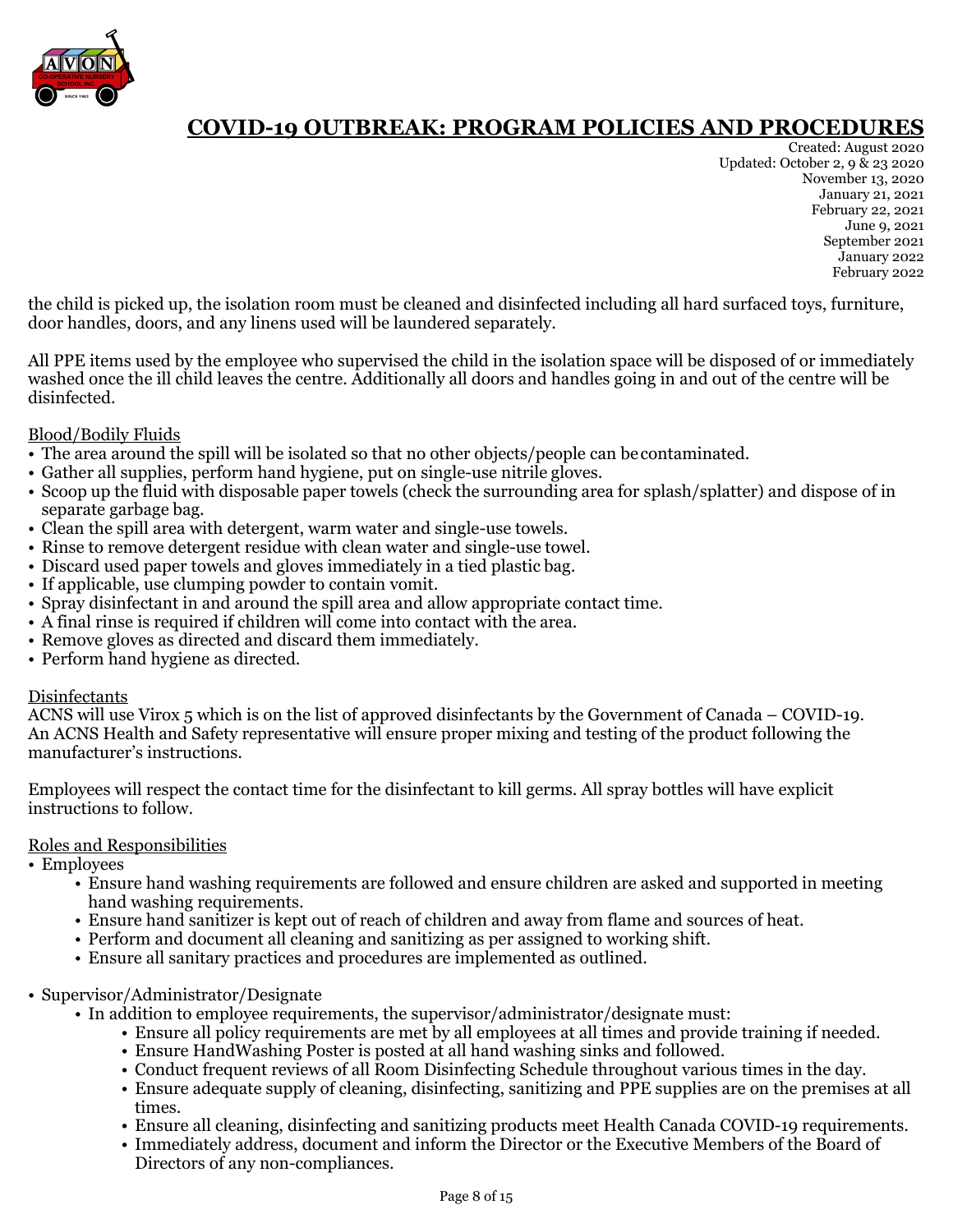the child is picked up, the isolation room must be cleaned and disinfected including all hard surfaced toys, furniture, door handles, doors, and any linens used will be laundered separately.

All PPE items used by the employee who supervised the child in the isolation space will be disposed of or immediately washed once the ill child leaves the centre. Additionally all doors and handles going in and out of the centre will be disinfected.

Blood/Bodily Fluids

- The area around the spill will be isolated so that no other objects/people can be contaminated.
- Gather all supplies, perform hand hygiene, put on single-use nitrile gloves.
- Scoop up the fluid with disposable paper towels (check the surrounding area for splash/splatter) and dispose of in separate garbage bag.
- Clean the spill area with detergent, warm water and single-use towels.
- Rinse to remove detergent residue with clean water and single-use towel.
- Discard used paper towels and gloves immediately in a tied plastic bag.
- If applicable, use clumping powder to contain vomit.
- Spray disinfectant in and around the spill area and allow appropriate contact time.
- A final rinse is required if children will come into contact with the area.
- Remove gloves as directed and discard them immediately.
- Perform hand hygiene as directed.

Disinfectants

ACNS will use Virox 5 which is on the list of approved disinfectants by the Government of Canada – COVID-19. An ACNS Health and Safety representative will ensure proper mixing and testing of the product following the manufacturer's instructions.

Employees will respect the contact time for the disinfectant to kill germs. All spray bottles will have explicit instructions to follow.

Roles and Responsibilities

- Employees
  - Ensure hand washing requirements are followed and ensure children are asked and supported in meeting hand washing requirements.
  - Ensure hand sanitizer is kept out of reach of children and away from flame and sources of heat.
  - Perform and document all cleaning and sanitizing as per assigned to working shift.
  - Ensure all sanitary practices and procedures are implemented as outlined.

- Supervisor/Administrator/Designate
  - In addition to employee requirements, the supervisor/administrator/designate must:
    - Ensure all policy requirements are met by all employees at all times and provide training if needed.
    - Ensure HandWashing Poster is posted at all hand washing sinks and followed.
    - Conduct frequent reviews of all Room Disinfecting Schedule throughout various times in the day.
    - Ensure adequate supply of cleaning, disinfecting, sanitizing and PPE supplies are on the premises at all times.
    - Ensure all cleaning, disinfecting and sanitizing products meet Health Canada COVID-19 requirements.
    - Immediately address, document and inform the Director or the Executive Members of the Board of Directors of any non-compliances.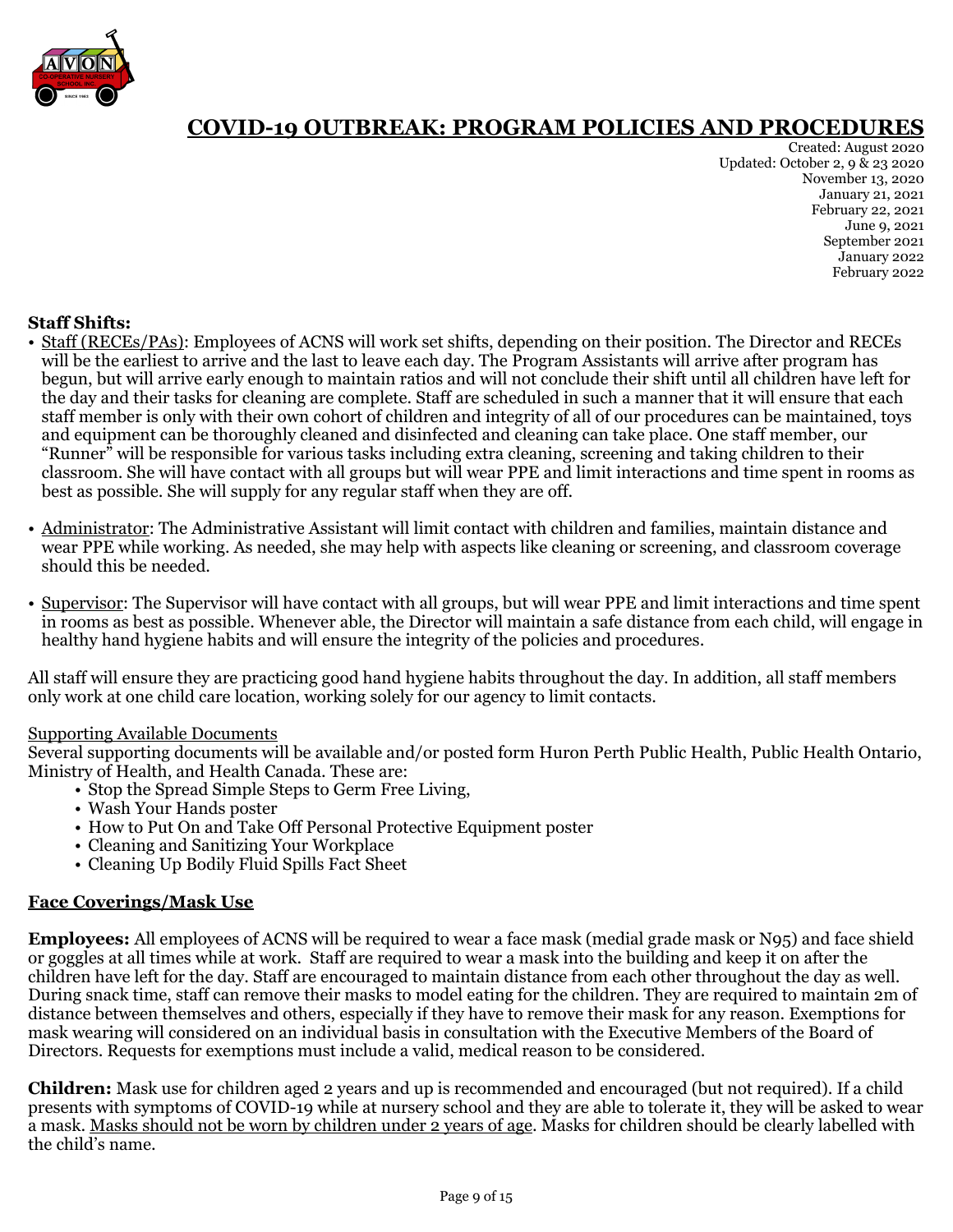# COVID-19 OUTBREAK: PROGRAM POLICIES AND PROCEDURES

Created: August 2020
Updated: October 2, 9 & 23 2020
November 13, 2020
January 21, 2021
February 22, 2021
June 9, 2021
September 2021
January 2022
February 2022

**Staff Shifts:**

- Staff (RECEs/PAs): Employees of ACNS will work set shifts, depending on their position. The Director and RECEs will be the earliest to arrive and the last to leave each day. The Program Assistants will arrive after program has begun, but will arrive early enough to maintain ratios and will not conclude their shift until all children have left for the day and their tasks for cleaning are complete. Staff are scheduled in such a manner that it will ensure that each staff member is only with their own cohort of children and integrity of all of our procedures can be maintained, toys and equipment can be thoroughly cleaned and disinfected and cleaning can take place. One staff member, our "Runner" will be responsible for various tasks including extra cleaning, screening and taking children to their classroom. She will have contact with all groups but will wear PPE and limit interactions and time spent in rooms as best as possible. She will supply for any regular staff when they are off.
- Administrator: The Administrative Assistant will limit contact with children and families, maintain distance and wear PPE while working. As needed, she may help with aspects like cleaning or screening, and classroom coverage should this be needed.
- Supervisor: The Supervisor will have contact with all groups, but will wear PPE and limit interactions and time spent in rooms as best as possible. Whenever able, the Director will maintain a safe distance from each child, will engage in healthy hand hygiene habits and will ensure the integrity of the policies and procedures.

All staff will ensure they are practicing good hand hygiene habits throughout the day. In addition, all staff members only work at one child care location, working solely for our agency to limit contacts.

Supporting Available Documents
Several supporting documents will be available and/or posted form Huron Perth Public Health, Public Health Ontario, Ministry of Health, and Health Canada. These are:

- Stop the Spread Simple Steps to Germ Free Living,
- Wash Your Hands poster
- How to Put On and Take Off Personal Protective Equipment poster
- Cleaning and Sanitizing Your Workplace
- Cleaning Up Bodily Fluid Spills Fact Sheet

## Face Coverings/Mask Use

**Employees:** All employees of ACNS will be required to wear a face mask (medial grade mask or N95) and face shield or goggles at all times while at work. Staff are required to wear a mask into the building and keep it on after the children have left for the day. Staff are encouraged to maintain distance from each other throughout the day as well. During snack time, staff can remove their masks to model eating for the children. They are required to maintain 2m of distance between themselves and others, especially if they have to remove their mask for any reason. Exemptions for mask wearing will considered on an individual basis in consultation with the Executive Members of the Board of Directors. Requests for exemptions must include a valid, medical reason to be considered.

**Children:** Mask use for children aged 2 years and up is recommended and encouraged (but not required). If a child presents with symptoms of COVID-19 while at nursery school and they are able to tolerate it, they will be asked to wear a mask. Masks should not be worn by children under 2 years of age. Masks for children should be clearly labelled with the child's name.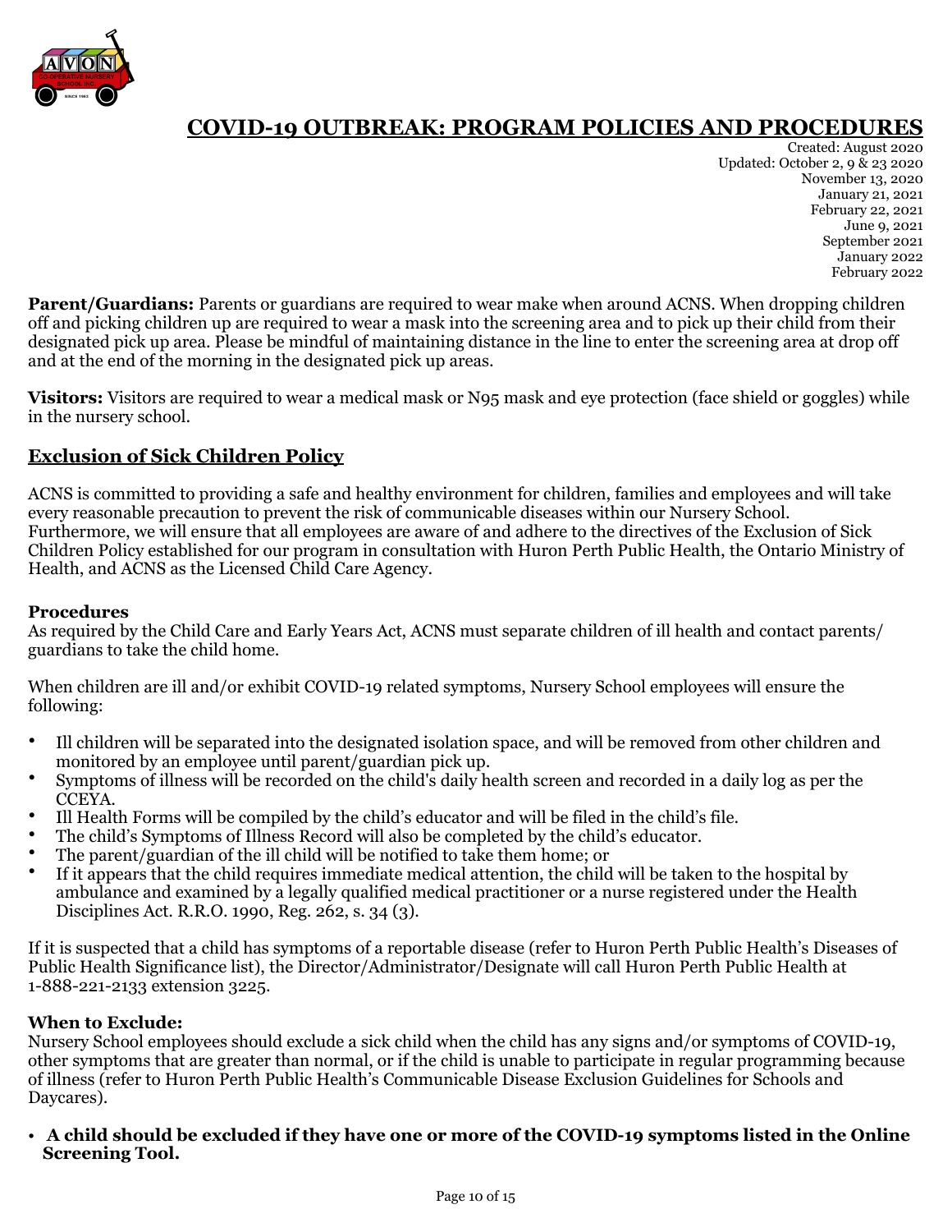# COVID-19 OUTBREAK: PROGRAM POLICIES AND PROCEDURES

Created: August 2020
Updated: October 2, 9 & 23 2020
November 13, 2020
January 21, 2021
February 22, 2021
June 9, 2021
September 2021
January 2022
February 2022

**Parent/Guardians:** Parents or guardians are required to wear make when around ACNS. When dropping children off and picking children up are required to wear a mask into the screening area and to pick up their child from their designated pick up area. Please be mindful of maintaining distance in the line to enter the screening area at drop off and at the end of the morning in the designated pick up areas.

**Visitors:** Visitors are required to wear a medical mask or N95 mask and eye protection (face shield or goggles) while in the nursery school.

## Exclusion of Sick Children Policy

ACNS is committed to providing a safe and healthy environment for children, families and employees and will take every reasonable precaution to prevent the risk of communicable diseases within our Nursery School. Furthermore, we will ensure that all employees are aware of and adhere to the directives of the Exclusion of Sick Children Policy established for our program in consultation with Huron Perth Public Health, the Ontario Ministry of Health, and ACNS as the Licensed Child Care Agency.

### Procedures

As required by the Child Care and Early Years Act, ACNS must separate children of ill health and contact parents/ guardians to take the child home.

When children are ill and/or exhibit COVID-19 related symptoms, Nursery School employees will ensure the following:

- Ill children will be separated into the designated isolation space, and will be removed from other children and monitored by an employee until parent/guardian pick up.
- Symptoms of illness will be recorded on the child's daily health screen and recorded in a daily log as per the CCEYA.
- Ill Health Forms will be compiled by the child's educator and will be filed in the child's file.
- The child's Symptoms of Illness Record will also be completed by the child's educator.
- The parent/guardian of the ill child will be notified to take them home; or
- If it appears that the child requires immediate medical attention, the child will be taken to the hospital by ambulance and examined by a legally qualified medical practitioner or a nurse registered under the Health Disciplines Act. R.R.O. 1990, Reg. 262, s. 34 (3).

If it is suspected that a child has symptoms of a reportable disease (refer to Huron Perth Public Health's Diseases of Public Health Significance list), the Director/Administrator/Designate will call Huron Perth Public Health at 1-888-221-2133 extension 3225.

### When to Exclude:

Nursery School employees should exclude a sick child when the child has any signs and/or symptoms of COVID-19, other symptoms that are greater than normal, or if the child is unable to participate in regular programming because of illness (refer to Huron Perth Public Health's Communicable Disease Exclusion Guidelines for Schools and Daycares).

- **A child should be excluded if they have one or more of the COVID-19 symptoms listed in the Online Screening Tool.**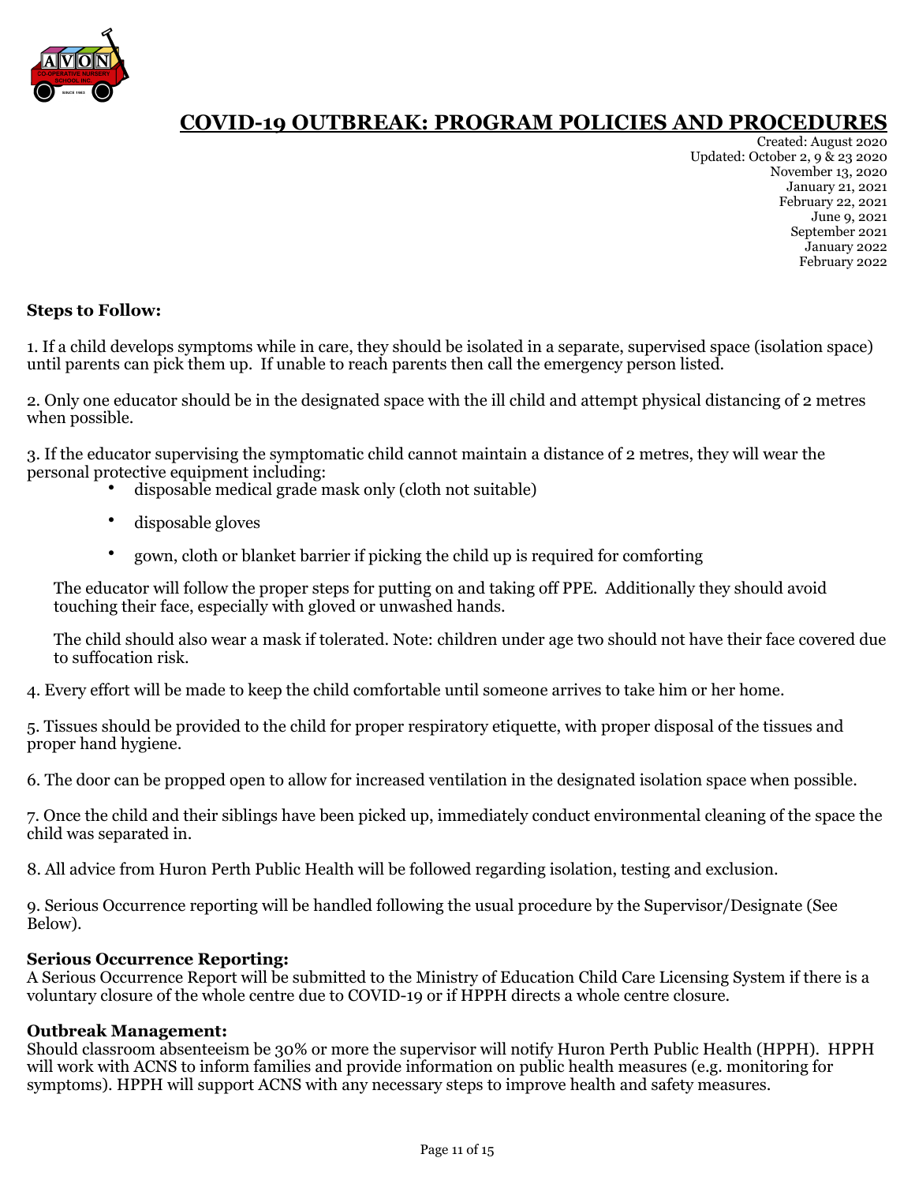# COVID-19 OUTBREAK: PROGRAM POLICIES AND PROCEDURES

Created: August 2020
Updated: October 2, 9 & 23 2020
November 13, 2020
January 21, 2021
February 22, 2021
June 9, 2021
September 2021
January 2022
February 2022

**Steps to Follow:**

1. If a child develops symptoms while in care, they should be isolated in a separate, supervised space (isolation space) until parents can pick them up. If unable to reach parents then call the emergency person listed.

2. Only one educator should be in the designated space with the ill child and attempt physical distancing of 2 metres when possible.

3. If the educator supervising the symptomatic child cannot maintain a distance of 2 metres, they will wear the personal protective equipment including:
   - disposable medical grade mask only (cloth not suitable)
   - disposable gloves
   - gown, cloth or blanket barrier if picking the child up is required for comforting

   The educator will follow the proper steps for putting on and taking off PPE. Additionally they should avoid touching their face, especially with gloved or unwashed hands.

   The child should also wear a mask if tolerated. Note: children under age two should not have their face covered due to suffocation risk.

4. Every effort will be made to keep the child comfortable until someone arrives to take him or her home.

5. Tissues should be provided to the child for proper respiratory etiquette, with proper disposal of the tissues and proper hand hygiene.

6. The door can be propped open to allow for increased ventilation in the designated isolation space when possible.

7. Once the child and their siblings have been picked up, immediately conduct environmental cleaning of the space the child was separated in.

8. All advice from Huron Perth Public Health will be followed regarding isolation, testing and exclusion.

9. Serious Occurrence reporting will be handled following the usual procedure by the Supervisor/Designate (See Below).

**Serious Occurrence Reporting:**
A Serious Occurrence Report will be submitted to the Ministry of Education Child Care Licensing System if there is a voluntary closure of the whole centre due to COVID-19 or if HPPH directs a whole centre closure.

**Outbreak Management:**
Should classroom absenteeism be 30% or more the supervisor will notify Huron Perth Public Health (HPPH). HPPH will work with ACNS to inform families and provide information on public health measures (e.g. monitoring for symptoms). HPPH will support ACNS with any necessary steps to improve health and safety measures.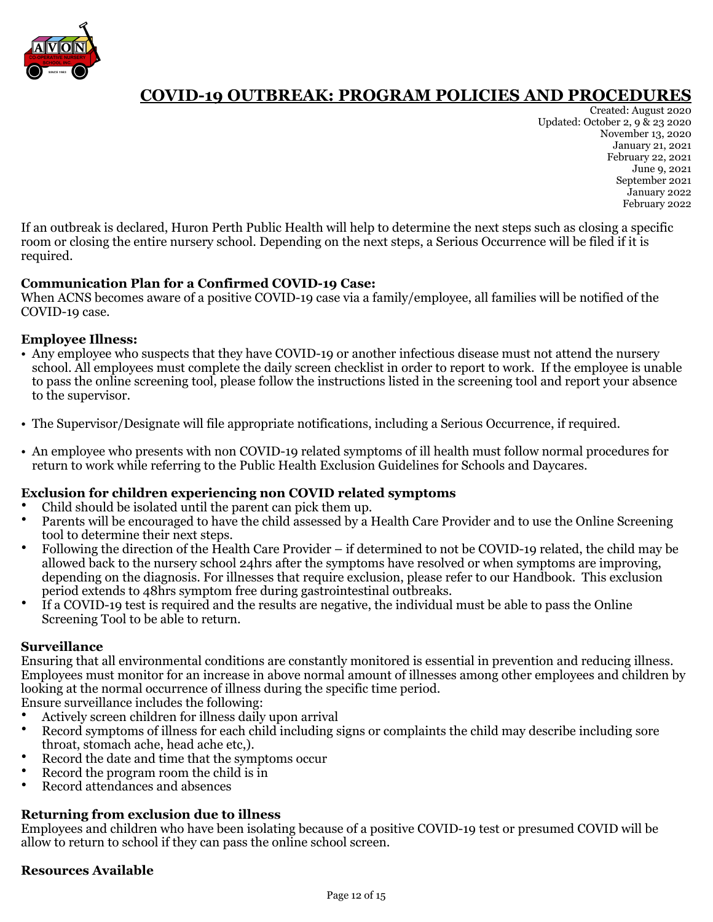# COVID-19 OUTBREAK: PROGRAM POLICIES AND PROCEDURES

Created: August 2020
Updated: October 2, 9 & 23 2020
November 13, 2020
January 21, 2021
February 22, 2021
June 9, 2021
September 2021
January 2022
February 2022

If an outbreak is declared, Huron Perth Public Health will help to determine the next steps such as closing a specific room or closing the entire nursery school. Depending on the next steps, a Serious Occurrence will be filed if it is required.

**Communication Plan for a Confirmed COVID-19 Case:**
When ACNS becomes aware of a positive COVID-19 case via a family/employee, all families will be notified of the COVID-19 case.

**Employee Illness:**

- Any employee who suspects that they have COVID-19 or another infectious disease must not attend the nursery school. All employees must complete the daily screen checklist in order to report to work. If the employee is unable to pass the online screening tool, please follow the instructions listed in the screening tool and report your absence to the supervisor.
- The Supervisor/Designate will file appropriate notifications, including a Serious Occurrence, if required.
- An employee who presents with non COVID-19 related symptoms of ill health must follow normal procedures for return to work while referring to the Public Health Exclusion Guidelines for Schools and Daycares.

**Exclusion for children experiencing non COVID related symptoms**

- Child should be isolated until the parent can pick them up.
- Parents will be encouraged to have the child assessed by a Health Care Provider and to use the Online Screening tool to determine their next steps.
- Following the direction of the Health Care Provider – if determined to not be COVID-19 related, the child may be allowed back to the nursery school 24hrs after the symptoms have resolved or when symptoms are improving, depending on the diagnosis. For illnesses that require exclusion, please refer to our Handbook. This exclusion period extends to 48hrs symptom free during gastrointestinal outbreaks.
- If a COVID-19 test is required and the results are negative, the individual must be able to pass the Online Screening Tool to be able to return.

**Surveillance**
Ensuring that all environmental conditions are constantly monitored is essential in prevention and reducing illness. Employees must monitor for an increase in above normal amount of illnesses among other employees and children by looking at the normal occurrence of illness during the specific time period.
Ensure surveillance includes the following:

- Actively screen children for illness daily upon arrival
- Record symptoms of illness for each child including signs or complaints the child may describe including sore throat, stomach ache, head ache etc,).
- Record the date and time that the symptoms occur
- Record the program room the child is in
- Record attendances and absences

**Returning from exclusion due to illness**
Employees and children who have been isolating because of a positive COVID-19 test or presumed COVID will be allow to return to school if they can pass the online school screen.

**Resources Available**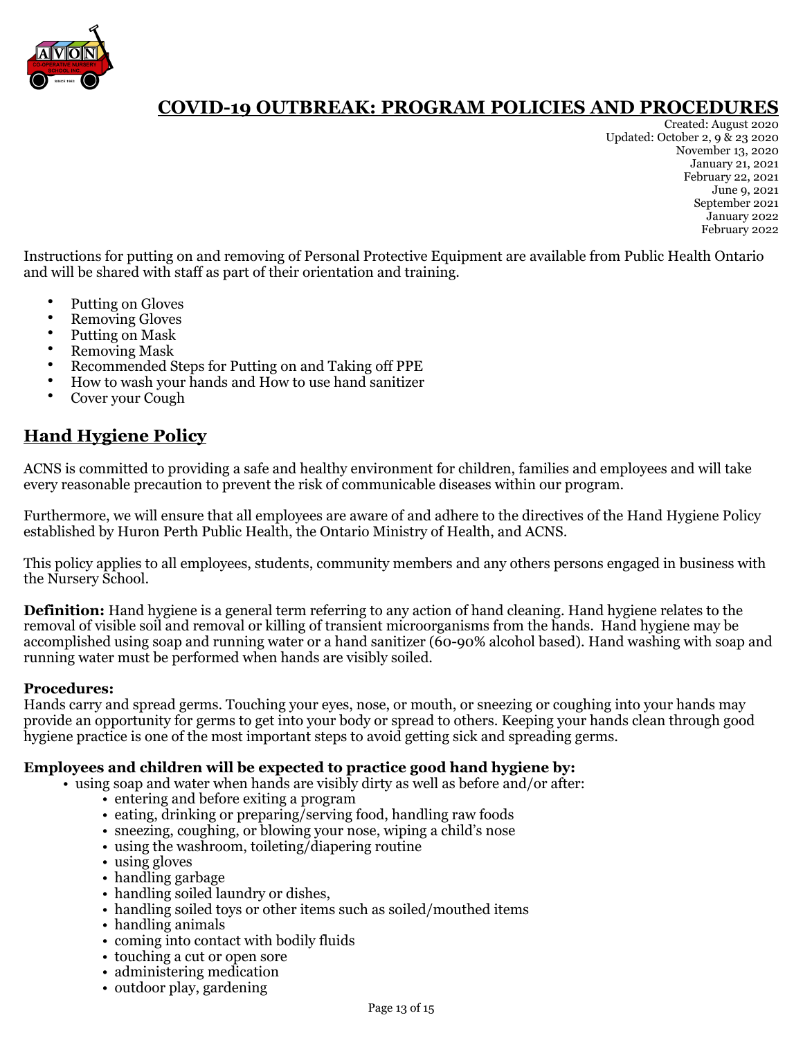# COVID-19 OUTBREAK: PROGRAM POLICIES AND PROCEDURES

Created: August 2020
Updated: October 2, 9 & 23 2020
November 13, 2020
January 21, 2021
February 22, 2021
June 9, 2021
September 2021
January 2022
February 2022

Instructions for putting on and removing of Personal Protective Equipment are available from Public Health Ontario and will be shared with staff as part of their orientation and training.

- Putting on Gloves
- Removing Gloves
- Putting on Mask
- Removing Mask
- Recommended Steps for Putting on and Taking off PPE
- How to wash your hands and How to use hand sanitizer
- Cover your Cough

## Hand Hygiene Policy

ACNS is committed to providing a safe and healthy environment for children, families and employees and will take every reasonable precaution to prevent the risk of communicable diseases within our program.

Furthermore, we will ensure that all employees are aware of and adhere to the directives of the Hand Hygiene Policy established by Huron Perth Public Health, the Ontario Ministry of Health, and ACNS.

This policy applies to all employees, students, community members and any others persons engaged in business with the Nursery School.

**Definition:** Hand hygiene is a general term referring to any action of hand cleaning. Hand hygiene relates to the removal of visible soil and removal or killing of transient microorganisms from the hands. Hand hygiene may be accomplished using soap and running water or a hand sanitizer (60-90% alcohol based). Hand washing with soap and running water must be performed when hands are visibly soiled.

**Procedures:**
Hands carry and spread germs. Touching your eyes, nose, or mouth, or sneezing or coughing into your hands may provide an opportunity for germs to get into your body or spread to others. Keeping your hands clean through good hygiene practice is one of the most important steps to avoid getting sick and spreading germs.

**Employees and children will be expected to practice good hand hygiene by:**

- using soap and water when hands are visibly dirty as well as before and/or after:
  - entering and before exiting a program
  - eating, drinking or preparing/serving food, handling raw foods
  - sneezing, coughing, or blowing your nose, wiping a child's nose
  - using the washroom, toileting/diapering routine
  - using gloves
  - handling garbage
  - handling soiled laundry or dishes,
  - handling soiled toys or other items such as soiled/mouthed items
  - handling animals
  - coming into contact with bodily fluids
  - touching a cut or open sore
  - administering medication
  - outdoor play, gardening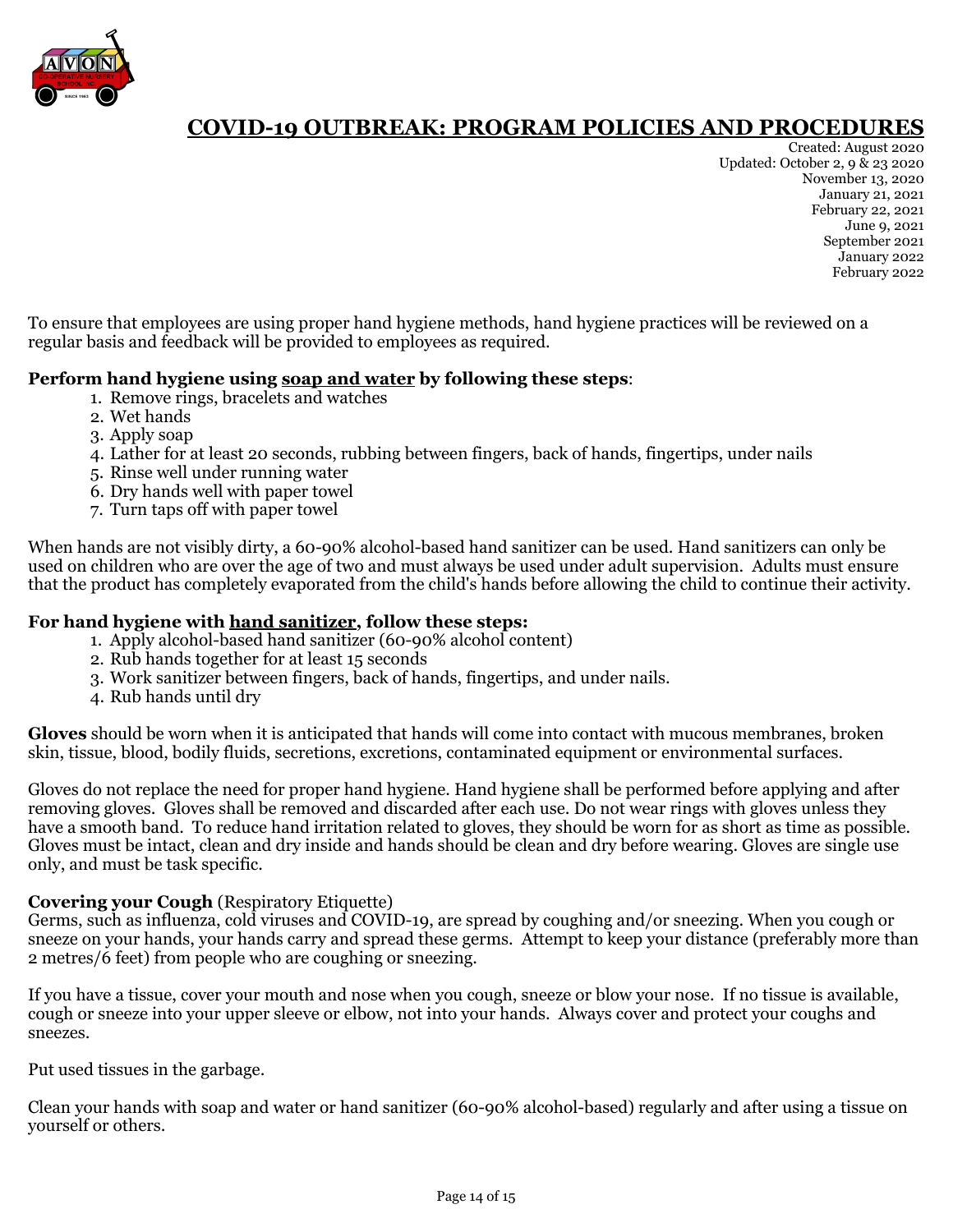# COVID-19 OUTBREAK: PROGRAM POLICIES AND PROCEDURES

Created: August 2020
Updated: October 2, 9 & 23 2020
November 13, 2020
January 21, 2021
February 22, 2021
June 9, 2021
September 2021
January 2022
February 2022

To ensure that employees are using proper hand hygiene methods, hand hygiene practices will be reviewed on a regular basis and feedback will be provided to employees as required.

**Perform hand hygiene using <u>soap and water</u> by following these steps**:

1. Remove rings, bracelets and watches
2. Wet hands
3. Apply soap
4. Lather for at least 20 seconds, rubbing between fingers, back of hands, fingertips, under nails
5. Rinse well under running water
6. Dry hands well with paper towel
7. Turn taps off with paper towel

When hands are not visibly dirty, a 60-90% alcohol-based hand sanitizer can be used. Hand sanitizers can only be used on children who are over the age of two and must always be used under adult supervision. Adults must ensure that the product has completely evaporated from the child's hands before allowing the child to continue their activity.

**For hand hygiene with <u>hand sanitizer</u>, follow these steps:**

1. Apply alcohol-based hand sanitizer (60-90% alcohol content)
2. Rub hands together for at least 15 seconds
3. Work sanitizer between fingers, back of hands, fingertips, and under nails.
4. Rub hands until dry

**Gloves** should be worn when it is anticipated that hands will come into contact with mucous membranes, broken skin, tissue, blood, bodily fluids, secretions, excretions, contaminated equipment or environmental surfaces.

Gloves do not replace the need for proper hand hygiene. Hand hygiene shall be performed before applying and after removing gloves. Gloves shall be removed and discarded after each use. Do not wear rings with gloves unless they have a smooth band. To reduce hand irritation related to gloves, they should be worn for as short as time as possible. Gloves must be intact, clean and dry inside and hands should be clean and dry before wearing. Gloves are single use only, and must be task specific.

**Covering your Cough** (Respiratory Etiquette)
Germs, such as influenza, cold viruses and COVID-19, are spread by coughing and/or sneezing. When you cough or sneeze on your hands, your hands carry and spread these germs. Attempt to keep your distance (preferably more than 2 metres/6 feet) from people who are coughing or sneezing.

If you have a tissue, cover your mouth and nose when you cough, sneeze or blow your nose. If no tissue is available, cough or sneeze into your upper sleeve or elbow, not into your hands. Always cover and protect your coughs and sneezes.

Put used tissues in the garbage.

Clean your hands with soap and water or hand sanitizer (60-90% alcohol-based) regularly and after using a tissue on yourself or others.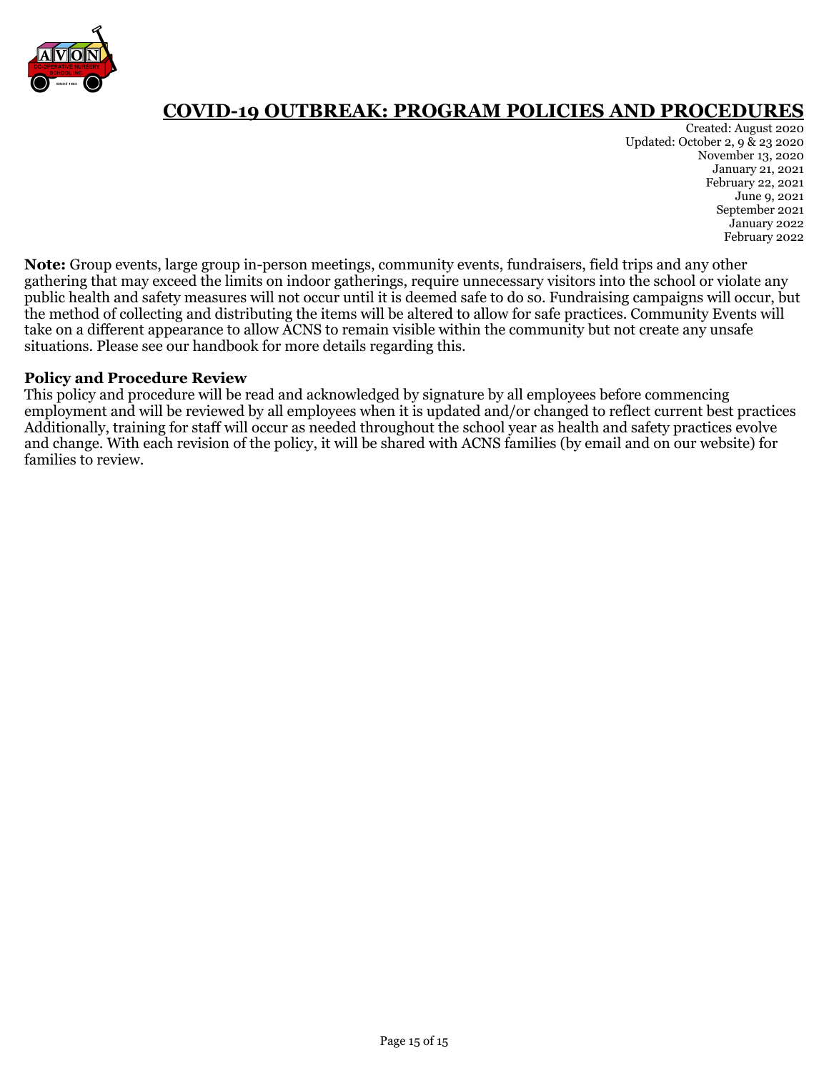# COVID-19 OUTBREAK: PROGRAM POLICIES AND PROCEDURES

Created: August 2020
Updated: October 2, 9 & 23 2020
November 13, 2020
January 21, 2021
February 22, 2021
June 9, 2021
September 2021
January 2022
February 2022

**Note:** Group events, large group in-person meetings, community events, fundraisers, field trips and any other gathering that may exceed the limits on indoor gatherings, require unnecessary visitors into the school or violate any public health and safety measures will not occur until it is deemed safe to do so. Fundraising campaigns will occur, but the method of collecting and distributing the items will be altered to allow for safe practices. Community Events will take on a different appearance to allow ACNS to remain visible within the community but not create any unsafe situations. Please see our handbook for more details regarding this.

**Policy and Procedure Review**

This policy and procedure will be read and acknowledged by signature by all employees before commencing employment and will be reviewed by all employees when it is updated and/or changed to reflect current best practices Additionally, training for staff will occur as needed throughout the school year as health and safety practices evolve and change. With each revision of the policy, it will be shared with ACNS families (by email and on our website) for families to review.